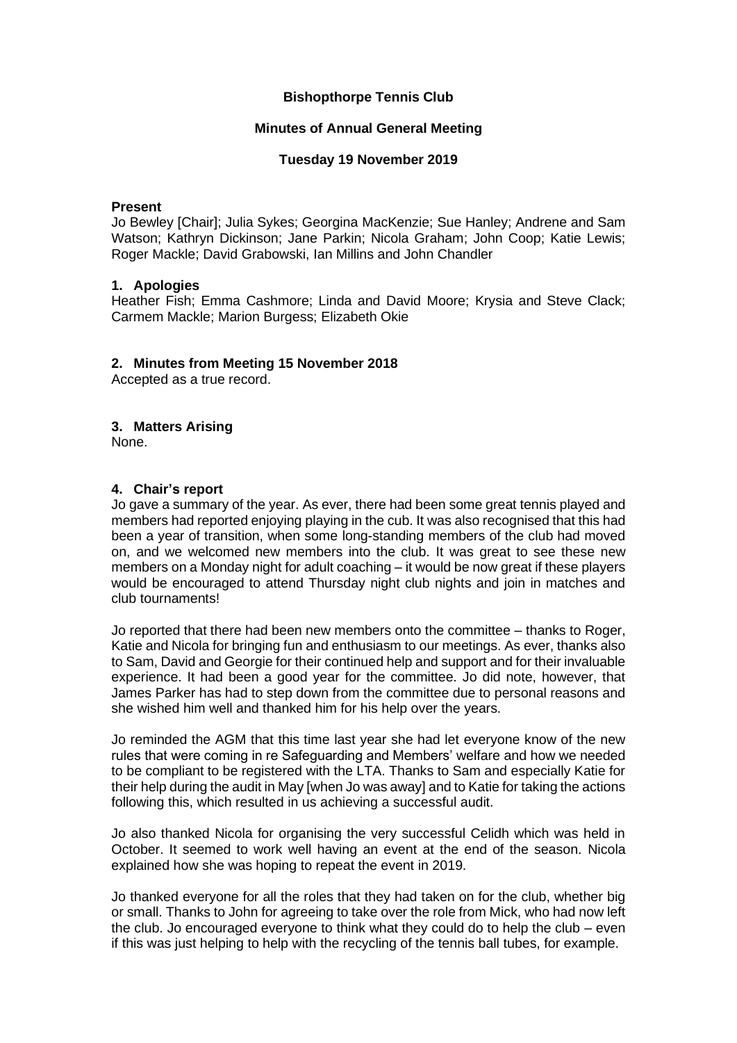**Bishopthorpe Tennis Club**

**Minutes of Annual General Meeting**

**Tuesday 19 November 2019**

**Present**

Jo Bewley [Chair]; Julia Sykes; Georgina MacKenzie; Sue Hanley; Andrene and Sam Watson; Kathryn Dickinson; Jane Parkin; Nicola Graham; John Coop; Katie Lewis; Roger Mackle; David Grabowski, Ian Millins and John Chandler

## 1. Apologies

Heather Fish; Emma Cashmore; Linda and David Moore; Krysia and Steve Clack; Carmem Mackle; Marion Burgess; Elizabeth Okie

## 2. Minutes from Meeting 15 November 2018

Accepted as a true record.

## 3. Matters Arising

None.

## 4. Chair's report

Jo gave a summary of the year. As ever, there had been some great tennis played and members had reported enjoying playing in the cub. It was also recognised that this had been a year of transition, when some long-standing members of the club had moved on, and we welcomed new members into the club. It was great to see these new members on a Monday night for adult coaching – it would be now great if these players would be encouraged to attend Thursday night club nights and join in matches and club tournaments!

Jo reported that there had been new members onto the committee – thanks to Roger, Katie and Nicola for bringing fun and enthusiasm to our meetings. As ever, thanks also to Sam, David and Georgie for their continued help and support and for their invaluable experience. It had been a good year for the committee. Jo did note, however, that James Parker has had to step down from the committee due to personal reasons and she wished him well and thanked him for his help over the years.

Jo reminded the AGM that this time last year she had let everyone know of the new rules that were coming in re Safeguarding and Members' welfare and how we needed to be compliant to be registered with the LTA. Thanks to Sam and especially Katie for their help during the audit in May [when Jo was away] and to Katie for taking the actions following this, which resulted in us achieving a successful audit.

Jo also thanked Nicola for organising the very successful Celidh which was held in October. It seemed to work well having an event at the end of the season. Nicola explained how she was hoping to repeat the event in 2019.

Jo thanked everyone for all the roles that they had taken on for the club, whether big or small. Thanks to John for agreeing to take over the role from Mick, who had now left the club. Jo encouraged everyone to think what they could do to help the club – even if this was just helping to help with the recycling of the tennis ball tubes, for example.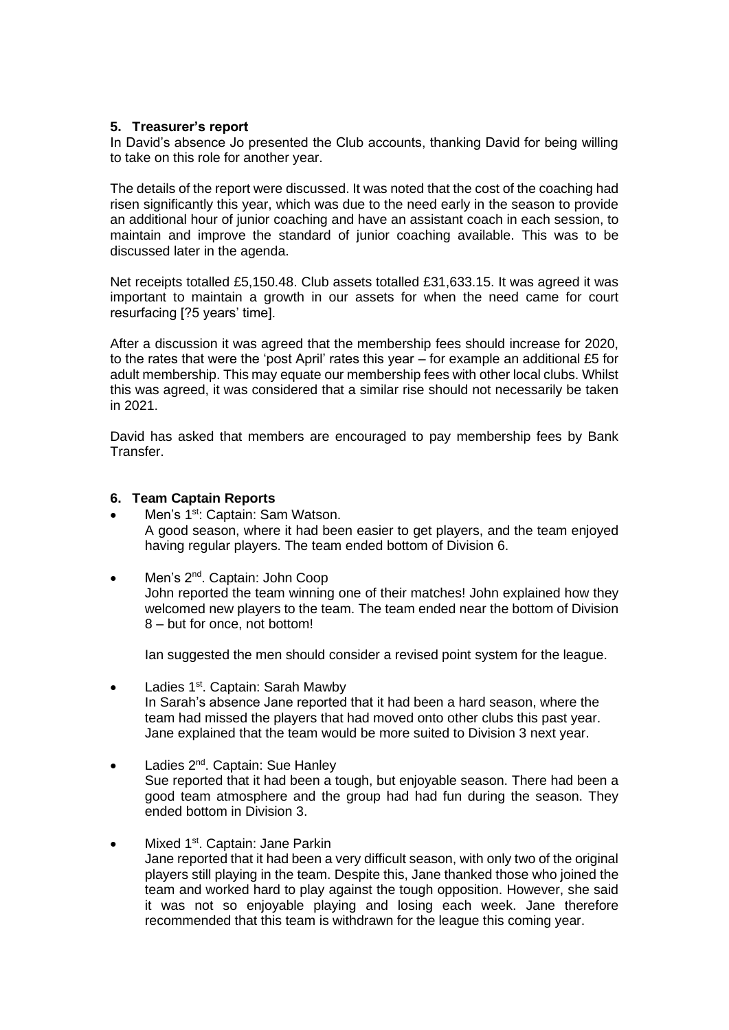### 5. Treasurer's report

In David's absence Jo presented the Club accounts, thanking David for being willing to take on this role for another year.

The details of the report were discussed. It was noted that the cost of the coaching had risen significantly this year, which was due to the need early in the season to provide an additional hour of junior coaching and have an assistant coach in each session, to maintain and improve the standard of junior coaching available. This was to be discussed later in the agenda.

Net receipts totalled £5,150.48. Club assets totalled £31,633.15. It was agreed it was important to maintain a growth in our assets for when the need came for court resurfacing [?5 years' time].

After a discussion it was agreed that the membership fees should increase for 2020, to the rates that were the 'post April' rates this year – for example an additional £5 for adult membership. This may equate our membership fees with other local clubs. Whilst this was agreed, it was considered that a similar rise should not necessarily be taken in 2021.

David has asked that members are encouraged to pay membership fees by Bank Transfer.

### 6. Team Captain Reports

- Men's 1st: Captain: Sam Watson.
  A good season, where it had been easier to get players, and the team enjoyed having regular players. The team ended bottom of Division 6.

- Men's 2nd. Captain: John Coop
  John reported the team winning one of their matches! John explained how they welcomed new players to the team. The team ended near the bottom of Division 8 – but for once, not bottom!

  Ian suggested the men should consider a revised point system for the league.

- Ladies 1st. Captain: Sarah Mawby
  In Sarah's absence Jane reported that it had been a hard season, where the team had missed the players that had moved onto other clubs this past year. Jane explained that the team would be more suited to Division 3 next year.

- Ladies 2nd. Captain: Sue Hanley
  Sue reported that it had been a tough, but enjoyable season. There had been a good team atmosphere and the group had had fun during the season. They ended bottom in Division 3.

- Mixed 1st. Captain: Jane Parkin
  Jane reported that it had been a very difficult season, with only two of the original players still playing in the team. Despite this, Jane thanked those who joined the team and worked hard to play against the tough opposition. However, she said it was not so enjoyable playing and losing each week. Jane therefore recommended that this team is withdrawn for the league this coming year.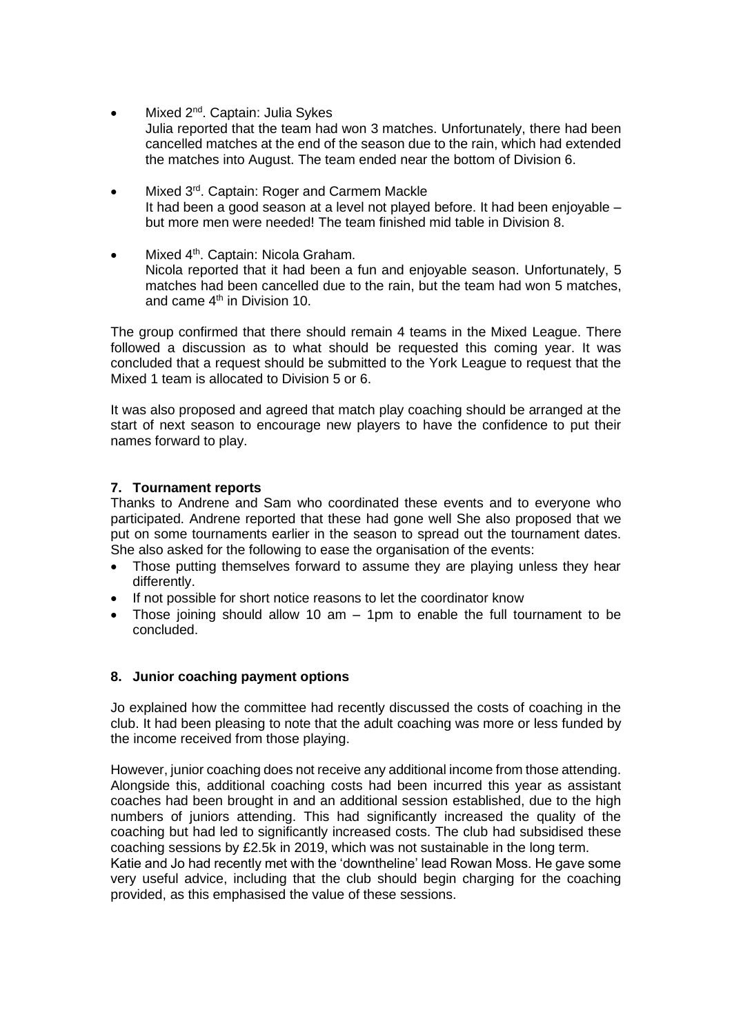- Mixed 2nd. Captain: Julia Sykes
  Julia reported that the team had won 3 matches. Unfortunately, there had been cancelled matches at the end of the season due to the rain, which had extended the matches into August. The team ended near the bottom of Division 6.

- Mixed 3rd. Captain: Roger and Carmem Mackle
  It had been a good season at a level not played before. It had been enjoyable – but more men were needed! The team finished mid table in Division 8.

- Mixed 4th. Captain: Nicola Graham.
  Nicola reported that it had been a fun and enjoyable season. Unfortunately, 5 matches had been cancelled due to the rain, but the team had won 5 matches, and came 4th in Division 10.

The group confirmed that there should remain 4 teams in the Mixed League. There followed a discussion as to what should be requested this coming year. It was concluded that a request should be submitted to the York League to request that the Mixed 1 team is allocated to Division 5 or 6.

It was also proposed and agreed that match play coaching should be arranged at the start of next season to encourage new players to have the confidence to put their names forward to play.

### 7. Tournament reports

Thanks to Andrene and Sam who coordinated these events and to everyone who participated. Andrene reported that these had gone well She also proposed that we put on some tournaments earlier in the season to spread out the tournament dates. She also asked for the following to ease the organisation of the events:

- Those putting themselves forward to assume they are playing unless they hear differently.
- If not possible for short notice reasons to let the coordinator know
- Those joining should allow 10 am – 1pm to enable the full tournament to be concluded.

### 8. Junior coaching payment options

Jo explained how the committee had recently discussed the costs of coaching in the club. It had been pleasing to note that the adult coaching was more or less funded by the income received from those playing.

However, junior coaching does not receive any additional income from those attending. Alongside this, additional coaching costs had been incurred this year as assistant coaches had been brought in and an additional session established, due to the high numbers of juniors attending. This had significantly increased the quality of the coaching but had led to significantly increased costs. The club had subsidised these coaching sessions by £2.5k in 2019, which was not sustainable in the long term.
Katie and Jo had recently met with the 'downtheline' lead Rowan Moss. He gave some very useful advice, including that the club should begin charging for the coaching provided, as this emphasised the value of these sessions.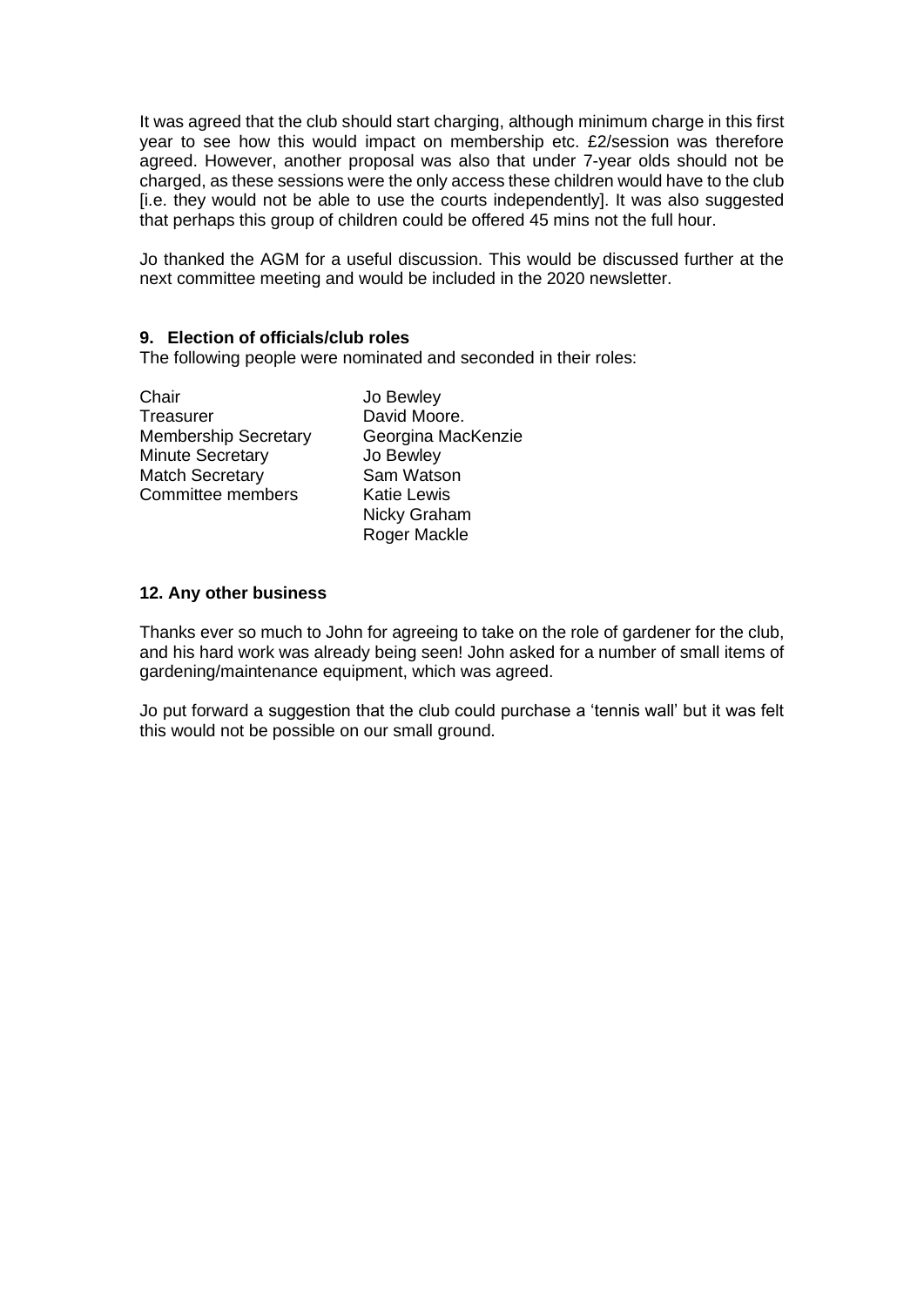It was agreed that the club should start charging, although minimum charge in this first year to see how this would impact on membership etc. £2/session was therefore agreed. However, another proposal was also that under 7-year olds should not be charged, as these sessions were the only access these children would have to the club [i.e. they would not be able to use the courts independently]. It was also suggested that perhaps this group of children could be offered 45 mins not the full hour.

Jo thanked the AGM for a useful discussion. This would be discussed further at the next committee meeting and would be included in the 2020 newsletter.

### 9. Election of officials/club roles

The following people were nominated and seconded in their roles:

| | |
|---|---|
| Chair | Jo Bewley |
| Treasurer | David Moore. |
| Membership Secretary | Georgina MacKenzie |
| Minute Secretary | Jo Bewley |
| Match Secretary | Sam Watson |
| Committee members | Katie Lewis |
| | Nicky Graham |
| | Roger Mackle |

### 12. Any other business

Thanks ever so much to John for agreeing to take on the role of gardener for the club, and his hard work was already being seen! John asked for a number of small items of gardening/maintenance equipment, which was agreed.

Jo put forward a suggestion that the club could purchase a 'tennis wall' but it was felt this would not be possible on our small ground.